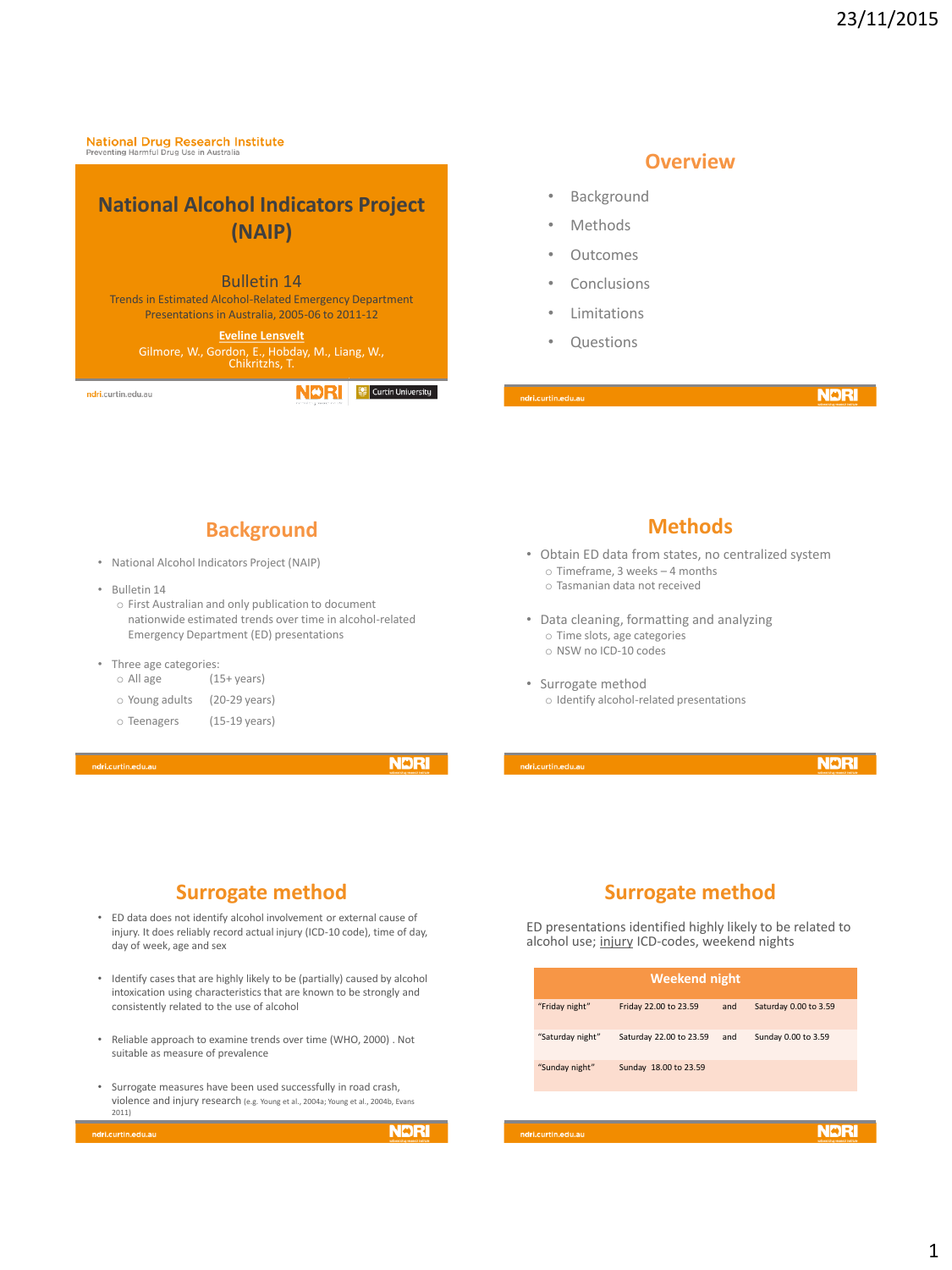National Drug Research Institute
Preventing Harmful Drug Use in Australia

# National Alcohol Indicators Project (NAIP)

## Bulletin 14

Trends in Estimated Alcohol-Related Emergency Department Presentations in Australia, 2005-06 to 2011-12

**Eveline Lensvelt**
Gilmore, W., Gordon, E., Hobday, M., Liang, W., Chikritzhs, T.

## Overview

- Background
- Methods
- Outcomes
- Conclusions
- Limitations
- Questions

## Background

- National Alcohol Indicators Project (NAIP)
- Bulletin 14
  - First Australian and only publication to document nationwide estimated trends over time in alcohol-related Emergency Department (ED) presentations
- Three age categories:
  - All age (15+ years)
  - Young adults (20-29 years)
  - Teenagers (15-19 years)

## Methods

- Obtain ED data from states, no centralized system
  - Timeframe, 3 weeks – 4 months
  - Tasmanian data not received
- Data cleaning, formatting and analyzing
  - Time slots, age categories
  - NSW no ICD-10 codes
- Surrogate method
  - Identify alcohol-related presentations

## Surrogate method

- ED data does not identify alcohol involvement or external cause of injury. It does reliably record actual injury (ICD-10 code), time of day, day of week, age and sex
- Identify cases that are highly likely to be (partially) caused by alcohol intoxication using characteristics that are known to be strongly and consistently related to the use of alcohol
- Reliable approach to examine trends over time (WHO, 2000) . Not suitable as measure of prevalence
- Surrogate measures have been used successfully in road crash, violence and injury research (e.g. Young et al., 2004a; Young et al., 2004b, Evans 2011)

## Surrogate method

ED presentations identified highly likely to be related to alcohol use; injury ICD-codes, weekend nights

| Weekend night | | | |
|---|---|---|---|
| "Friday night" | Friday 22.00 to 23.59 | and | Saturday 0.00 to 3.59 |
| "Saturday night" | Saturday 22.00 to 23.59 | and | Sunday 0.00 to 3.59 |
| "Sunday night" | Sunday 18.00 to 23.59 | | |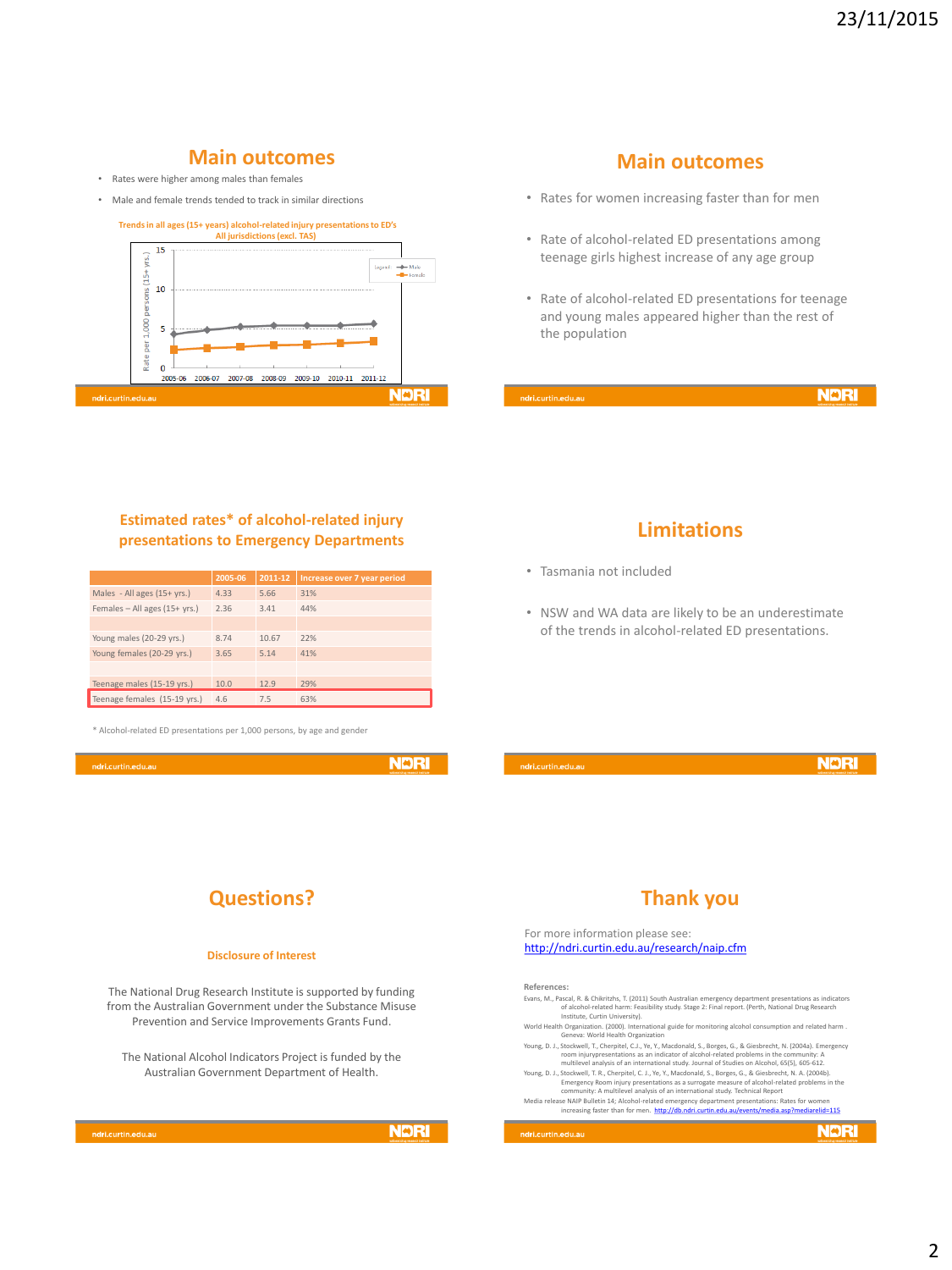## Main outcomes

- Rates were higher among males than females
- Male and female trends tended to track in similar directions

Trends in all ages (15+ years) alcohol-related injury presentations to ED's
All jurisdictions (excl. TAS)

Rate per 1,000 persons (15+ yrs.)

15
10
5
0

2005-06 2006-07 2007-08 2008-09 2009-10 2010-11 2011-12

Legend
Male
Female

ndri.curtin.edu.au

## Main outcomes

- Rates for women increasing faster than for men
- Rate of alcohol-related ED presentations among teenage girls highest increase of any age group
- Rate of alcohol-related ED presentations for teenage and young males appeared higher than the rest of the population

ndri.curtin.edu.au

## Estimated rates* of alcohol-related injury presentations to Emergency Departments

| | 2005-06 | 2011-12 | Increase over 7 year period |
|---|---|---|---|
| Males - All ages (15+ yrs.) | 4.33 | 5.66 | 31% |
| Females – All ages (15+ yrs.) | 2.36 | 3.41 | 44% |
| | | | |
| Young males (20-29 yrs.) | 8.74 | 10.67 | 22% |
| Young females (20-29 yrs.) | 3.65 | 5.14 | 41% |
| | | | |
| Teenage males (15-19 yrs.) | 10.0 | 12.9 | 29% |
| Teenage females (15-19 yrs.) | 4.6 | 7.5 | 63% |

* Alcohol-related ED presentations per 1,000 persons, by age and gender

ndri.curtin.edu.au

## Limitations

- Tasmania not included
- NSW and WA data are likely to be an underestimate of the trends in alcohol-related ED presentations.

ndri.curtin.edu.au

## Questions?

### Disclosure of Interest

The National Drug Research Institute is supported by funding from the Australian Government under the Substance Misuse Prevention and Service Improvements Grants Fund.

The National Alcohol Indicators Project is funded by the Australian Government Department of Health.

ndri.curtin.edu.au

## Thank you

For more information please see:
http://ndri.curtin.edu.au/research/naip.cfm

**References:**

Evans, M., Pascal, R. & Chikritzhs, T. (2011) South Australian emergency department presentations as indicators of alcohol-related harm: Feasibility study. Stage 2: Final report. (Perth, National Drug Research Institute, Curtin University).

World Health Organization. (2000). International guide for monitoring alcohol consumption and related harm . Geneva: World Health Organization

Young, D. J., Stockwell, T., Cherpitel, C.J., Ye, Y., Macdonald, S., Borges, G., & Giesbrecht, N. (2004a). Emergency room injurypresentations as an indicator of alcohol-related problems in the community: A multilevel analysis of an international study. Journal of Studies on Alcohol, 65(5), 605-612.

Young, D. J., Stockwell, T. R., Cherpitel, C. J., Ye, Y., Macdonald, S., Borges, G., & Giesbrecht, N. A. (2004b). Emergency Room injury presentations as a surrogate measure of alcohol-related problems in the community: A multilevel analysis of an international study. Technical Report

Media release NAIP Bulletin 14; Alcohol-related emergency department presentations: Rates for women increasing faster than for men. http://db.ndri.curtin.edu.au/events/media.asp?mediarelid=115

ndri.curtin.edu.au